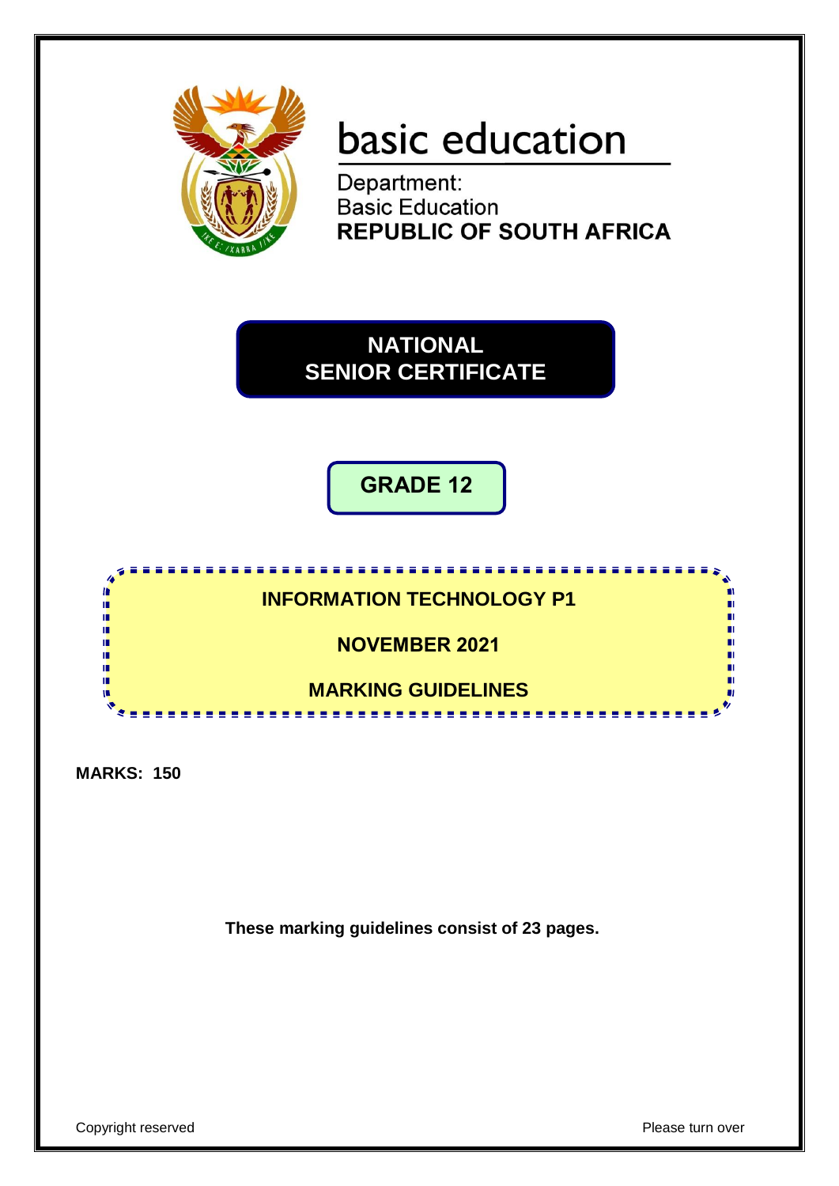basic education

Department:
Basic Education
**REPUBLIC OF SOUTH AFRICA**

# NATIONAL SENIOR CERTIFICATE

## GRADE 12

## INFORMATION TECHNOLOGY P1

## NOVEMBER 2021

## MARKING GUIDELINES

**MARKS: 150**

**These marking guidelines consist of 23 pages.**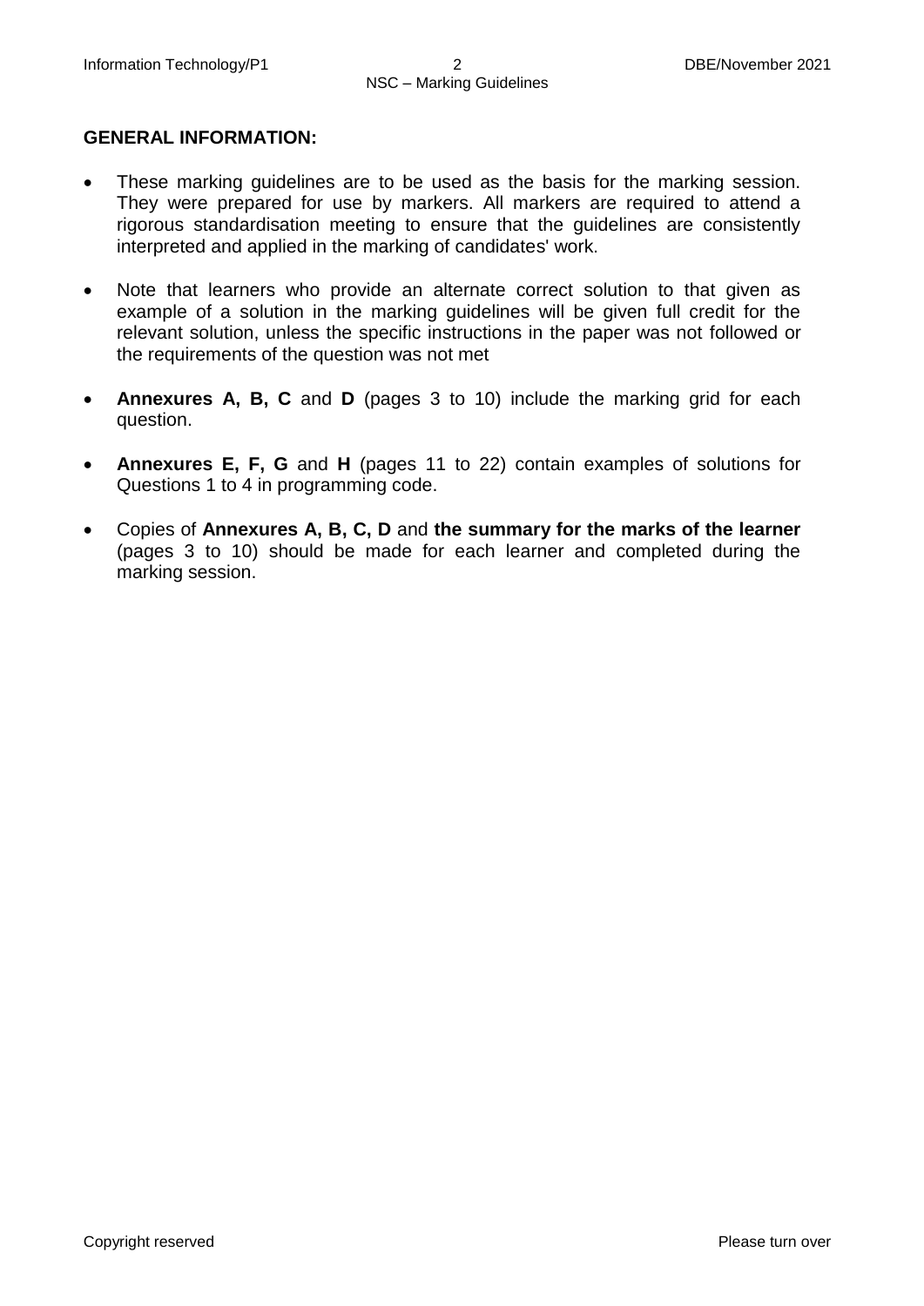**GENERAL INFORMATION:**

- These marking guidelines are to be used as the basis for the marking session. They were prepared for use by markers. All markers are required to attend a rigorous standardisation meeting to ensure that the guidelines are consistently interpreted and applied in the marking of candidates' work.
- Note that learners who provide an alternate correct solution to that given as example of a solution in the marking guidelines will be given full credit for the relevant solution, unless the specific instructions in the paper was not followed or the requirements of the question was not met
- **Annexures A, B, C** and **D** (pages 3 to 10) include the marking grid for each question.
- **Annexures E, F, G** and **H** (pages 11 to 22) contain examples of solutions for Questions 1 to 4 in programming code.
- Copies of **Annexures A, B, C, D** and **the summary for the marks of the learner** (pages 3 to 10) should be made for each learner and completed during the marking session.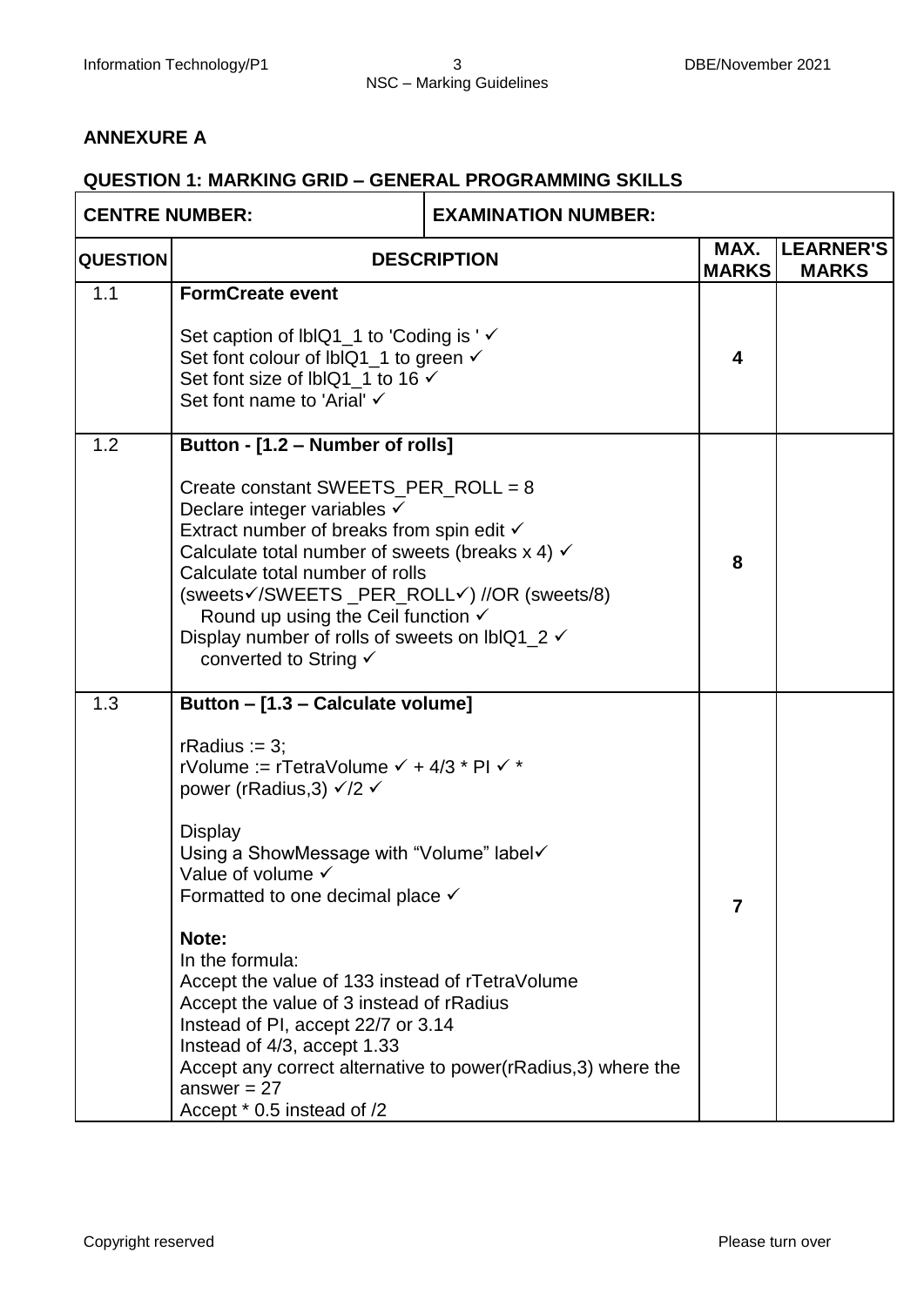## ANNEXURE A

### QUESTION 1: MARKING GRID – GENERAL PROGRAMMING SKILLS

| CENTRE NUMBER: | EXAMINATION NUMBER: | | |
|---|---|---|---|
| **QUESTION** | **DESCRIPTION** | **MAX. MARKS** | **LEARNER'S MARKS** |
| 1.1 | **FormCreate event**<br><br>Set caption of lblQ1_1 to 'Coding is ' ✓<br>Set font colour of lblQ1_1 to green ✓<br>Set font size of lblQ1_1 to 16 ✓<br>Set font name to 'Arial' ✓ | **4** | |
| 1.2 | **Button - [1.2 – Number of rolls]**<br><br>Create constant SWEETS_PER_ROLL = 8<br>Declare integer variables ✓<br>Extract number of breaks from spin edit ✓<br>Calculate total number of sweets (breaks x 4) ✓<br>Calculate total number of rolls<br>(sweets✓/SWEETS _PER_ROLL✓) //OR (sweets/8)<br>  Round up using the Ceil function ✓<br>Display number of rolls of sweets on lblQ1_2 ✓<br>  converted to String ✓ | **8** | |
| 1.3 | **Button – [1.3 – Calculate volume]**<br><br>rRadius := 3;<br>rVolume := rTetraVolume ✓ + 4/3 * PI ✓ *<br>power (rRadius,3) ✓/2 ✓<br><br>Display<br>Using a ShowMessage with "Volume" label✓<br>Value of volume ✓<br>Formatted to one decimal place ✓<br><br>**Note:**<br>In the formula:<br>Accept the value of 133 instead of rTetraVolume<br>Accept the value of 3 instead of rRadius<br>Instead of PI, accept 22/7 or 3.14<br>Instead of 4/3, accept 1.33<br>Accept any correct alternative to power(rRadius,3) where the answer = 27<br>Accept * 0.5 instead of /2 | **7** | |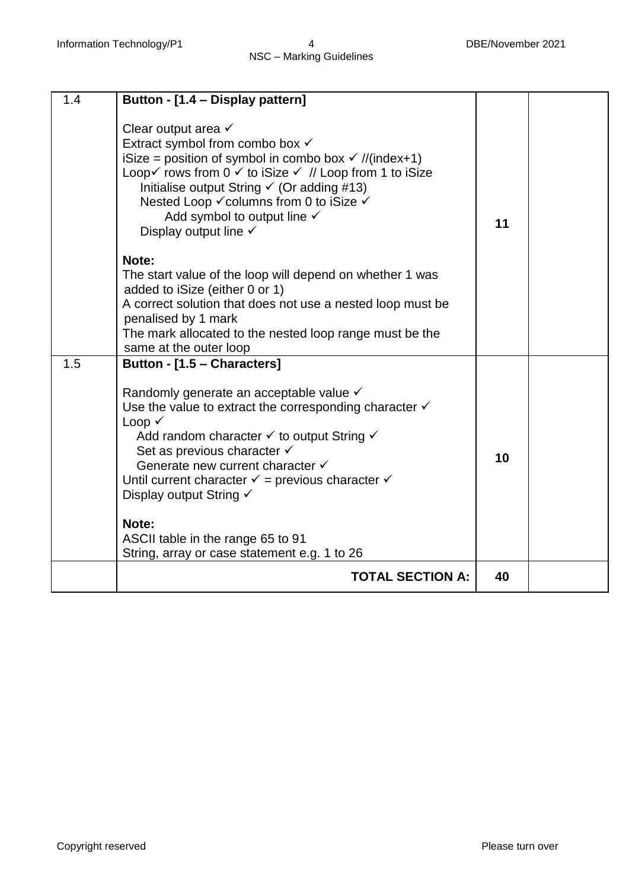| | | | |
|---|---|---|---|
| 1.4 | **Button - [1.4 – Display pattern]**<br><br>Clear output area ✓<br>Extract symbol from combo box ✓<br>iSize = position of symbol in combo box ✓ //(index+1)<br>Loop✓ rows from 0 ✓ to iSize ✓ // Loop from 1 to iSize<br>&nbsp;&nbsp;&nbsp;Initialise output String ✓ (Or adding #13)<br>&nbsp;&nbsp;&nbsp;Nested Loop ✓columns from 0 to iSize ✓<br>&nbsp;&nbsp;&nbsp;&nbsp;&nbsp;&nbsp;Add symbol to output line ✓<br>&nbsp;&nbsp;&nbsp;Display output line ✓<br><br>**Note:**<br>The start value of the loop will depend on whether 1 was added to iSize (either 0 or 1)<br>A correct solution that does not use a nested loop must be penalised by 1 mark<br>The mark allocated to the nested loop range must be the same at the outer loop | **11** | |
| 1.5 | **Button - [1.5 – Characters]**<br><br>Randomly generate an acceptable value ✓<br>Use the value to extract the corresponding character ✓<br>Loop ✓<br>&nbsp;&nbsp;&nbsp;Add random character ✓ to output String ✓<br>&nbsp;&nbsp;&nbsp;Set as previous character ✓<br>&nbsp;&nbsp;&nbsp;Generate new current character ✓<br>Until current character ✓ = previous character ✓<br>Display output String ✓<br><br>**Note:**<br>ASCII table in the range 65 to 91<br>String, array or case statement e.g. 1 to 26 | **10** | |
| | **TOTAL SECTION A:** | **40** | |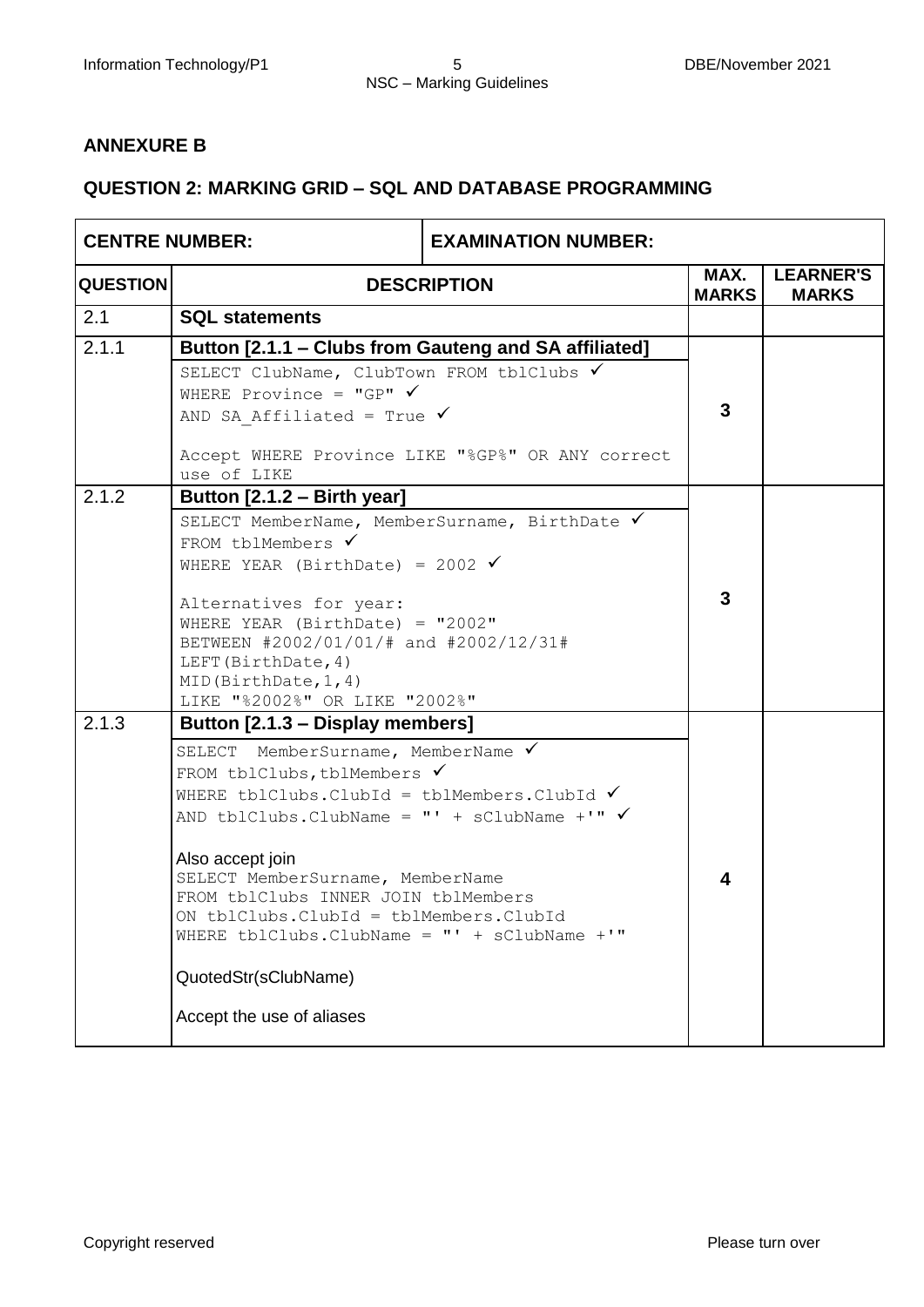## ANNEXURE B

## QUESTION 2: MARKING GRID – SQL AND DATABASE PROGRAMMING

| CENTRE NUMBER: | EXAMINATION NUMBER: | | |
|---|---|---|---|
| **QUESTION** | **DESCRIPTION** | **MAX. MARKS** | **LEARNER'S MARKS** |
| 2.1 | **SQL statements** | | |
| 2.1.1 | **Button [2.1.1 – Clubs from Gauteng and SA affiliated]**<br>`SELECT ClubName, ClubTown FROM tblClubs` ✓<br>`WHERE Province = "GP"` ✓<br>`AND SA_Affiliated = True` ✓<br><br>`Accept WHERE Province LIKE "%GP%" OR ANY correct use of LIKE` | 3 | |
| 2.1.2 | **Button [2.1.2 – Birth year]**<br>`SELECT MemberName, MemberSurname, BirthDate` ✓<br>`FROM tblMembers` ✓<br>`WHERE YEAR (BirthDate) = 2002` ✓<br><br>`Alternatives for year:`<br>`WHERE YEAR (BirthDate) = "2002"`<br>`BETWEEN #2002/01/01/# and #2002/12/31#`<br>`LEFT(BirthDate,4)`<br>`MID(BirthDate,1,4)`<br>`LIKE "%2002%" OR LIKE "2002%"` | 3 | |
| 2.1.3 | **Button [2.1.3 – Display members]**<br>`SELECT MemberSurname, MemberName` ✓<br>`FROM tblClubs,tblMembers` ✓<br>`WHERE tblClubs.ClubId = tblMembers.ClubId` ✓<br>`AND tblClubs.ClubName = "' + sClubName +'"` ✓<br><br>Also accept join<br>`SELECT MemberSurname, MemberName`<br>`FROM tblClubs INNER JOIN tblMembers`<br>`ON tblClubs.ClubId = tblMembers.ClubId`<br>`WHERE tblClubs.ClubName = "' + sClubName +'"`<br><br>QuotedStr(sClubName)<br><br>Accept the use of aliases | 4 | |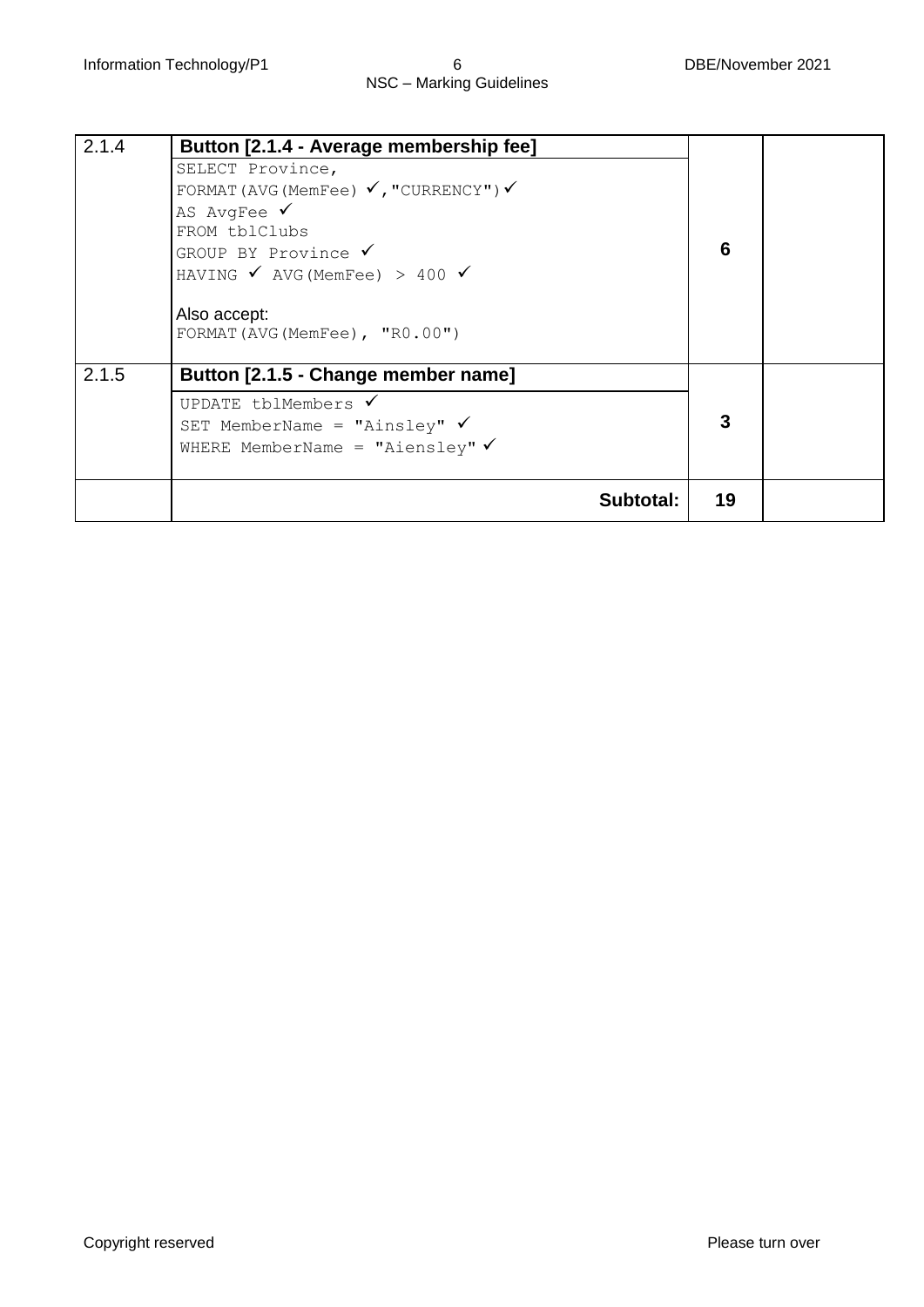| | | | |
|---|---|---|---|
| 2.1.4 | **Button [2.1.4 - Average membership fee]**<br>`SELECT Province,`<br>`FORMAT(AVG(MemFee) ✓,"CURRENCY")✓`<br>`AS AvgFee ✓`<br>`FROM tblClubs`<br>`GROUP BY Province ✓`<br>`HAVING ✓ AVG(MemFee) > 400 ✓`<br><br>Also accept:<br>`FORMAT(AVG(MemFee), "R0.00")` | **6** | |
| 2.1.5 | **Button [2.1.5 - Change member name]**<br>`UPDATE tblMembers ✓`<br>`SET MemberName = "Ainsley" ✓`<br>`WHERE MemberName = "Aiensley" ✓` | **3** | |
| | **Subtotal:** | **19** | |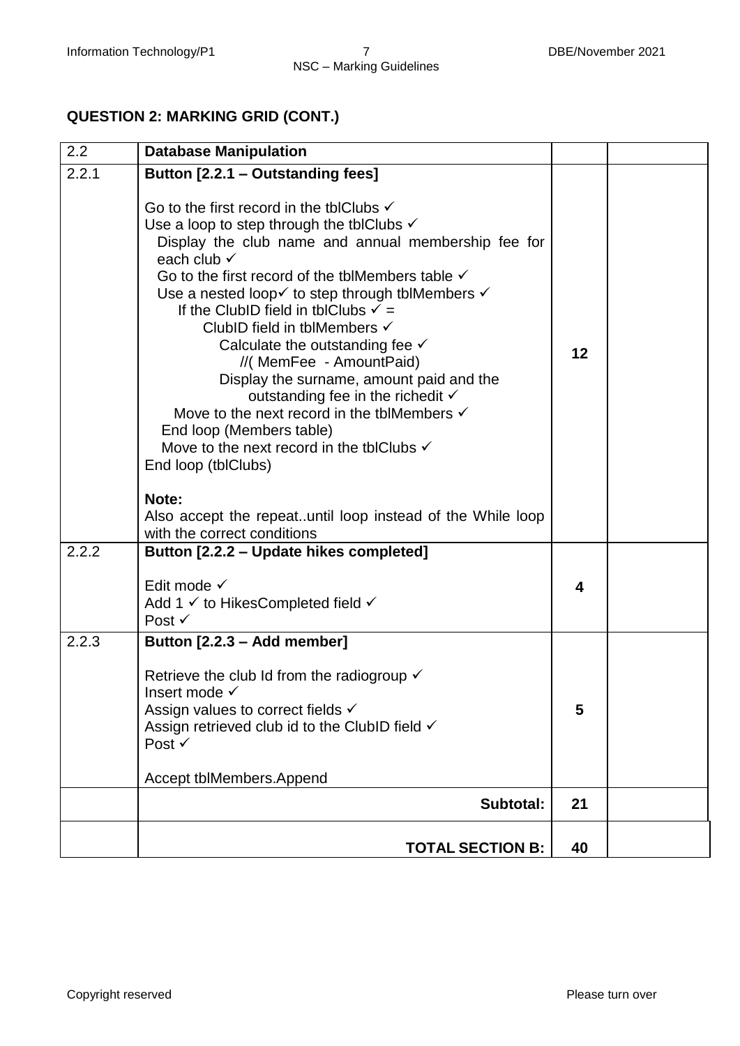## QUESTION 2: MARKING GRID (CONT.)

| 2.2 | Database Manipulation | | |
|---|---|---|---|
| 2.2.1 | **Button [2.2.1 – Outstanding fees]**<br><br>Go to the first record in the tblClubs ✓<br>Use a loop to step through the tblClubs ✓<br>Display the club name and annual membership fee for each club ✓<br>Go to the first record of the tblMembers table ✓<br>Use a nested loop✓ to step through tblMembers ✓<br>If the ClubID field in tblClubs ✓ =<br>ClubID field in tblMembers ✓<br>Calculate the outstanding fee ✓<br>//( MemFee - AmountPaid)<br>Display the surname, amount paid and the outstanding fee in the richedit ✓<br>Move to the next record in the tblMembers ✓<br>End loop (Members table)<br>Move to the next record in the tblClubs ✓<br>End loop (tblClubs)<br><br>**Note:**<br>Also accept the repeat..until loop instead of the While loop with the correct conditions | **12** | |
| 2.2.2 | **Button [2.2.2 – Update hikes completed]**<br><br>Edit mode ✓<br>Add 1 ✓ to HikesCompleted field ✓<br>Post ✓ | **4** | |
| 2.2.3 | **Button [2.2.3 – Add member]**<br><br>Retrieve the club Id from the radiogroup ✓<br>Insert mode ✓<br>Assign values to correct fields ✓<br>Assign retrieved club id to the ClubID field ✓<br>Post ✓<br><br>Accept tblMembers.Append | **5** | |
| | **Subtotal:** | **21** | |
| | **TOTAL SECTION B:** | **40** | |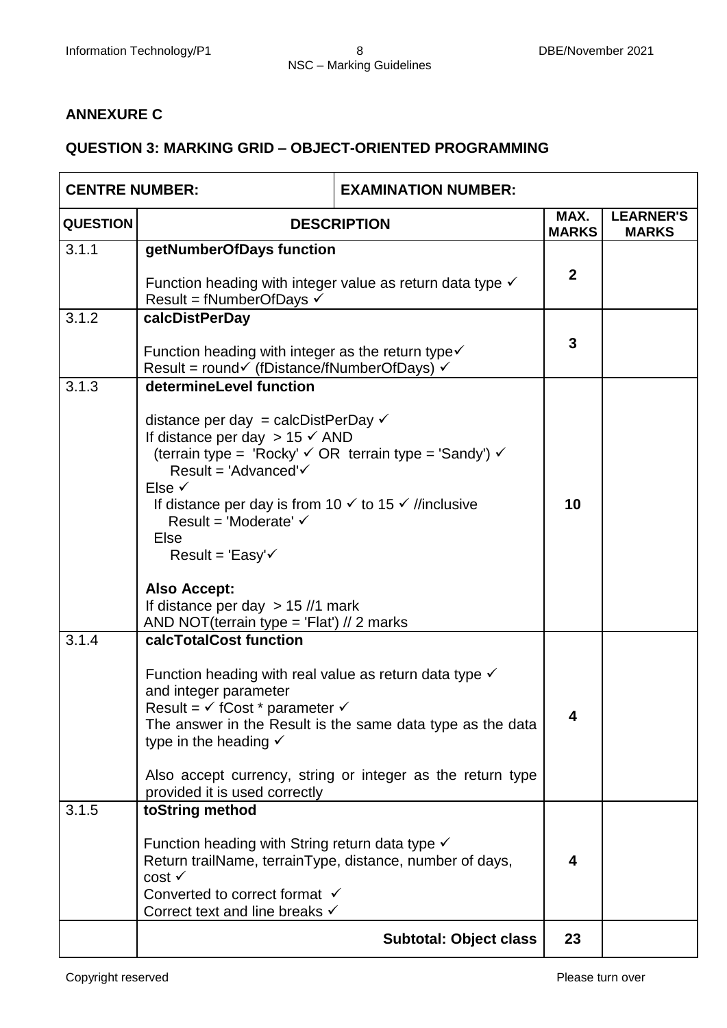## ANNEXURE C

## QUESTION 3: MARKING GRID – OBJECT-ORIENTED PROGRAMMING

| CENTRE NUMBER: | EXAMINATION NUMBER: | | |
|---|---|---|---|
| **QUESTION** | **DESCRIPTION** | **MAX. MARKS** | **LEARNER'S MARKS** |
| 3.1.1 | **getNumberOfDays function**<br><br>Function heading with integer value as return data type ✓<br>Result = fNumberOfDays ✓ | **2** | |
| 3.1.2 | **calcDistPerDay**<br><br>Function heading with integer as the return type✓<br>Result = round✓ (fDistance/fNumberOfDays) ✓ | **3** | |
| 3.1.3 | **determineLevel function**<br><br>distance per day = calcDistPerDay ✓<br>If distance per day > 15 ✓ AND<br>(terrain type = 'Rocky' ✓ OR terrain type = 'Sandy') ✓<br>Result = 'Advanced'✓<br>Else ✓<br>If distance per day is from 10 ✓ to 15 ✓ //inclusive<br>Result = 'Moderate' ✓<br>Else<br>Result = 'Easy'✓<br><br>**Also Accept:**<br>If distance per day > 15 //1 mark<br>AND NOT(terrain type = 'Flat') // 2 marks | **10** | |
| 3.1.4 | **calcTotalCost function**<br><br>Function heading with real value as return data type ✓ and integer parameter<br>Result = ✓ fCost * parameter ✓<br>The answer in the Result is the same data type as the data type in the heading ✓<br><br>Also accept currency, string or integer as the return type provided it is used correctly | **4** | |
| 3.1.5 | **toString method**<br><br>Function heading with String return data type ✓<br>Return trailName, terrainType, distance, number of days, cost ✓<br>Converted to correct format ✓<br>Correct text and line breaks ✓ | **4** | |
| | **Subtotal: Object class** | **23** | |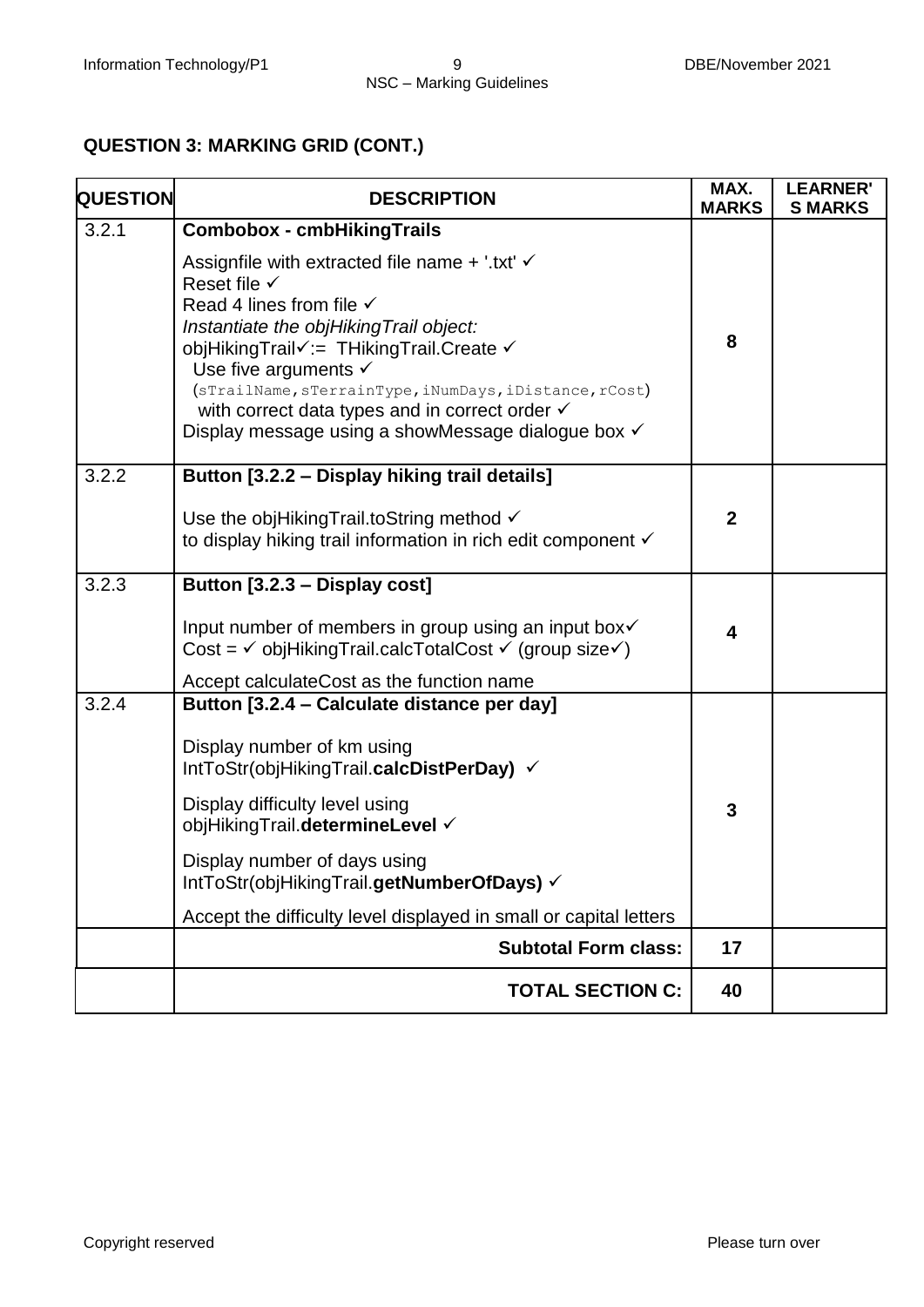**QUESTION 3: MARKING GRID (CONT.)**

| QUESTION | DESCRIPTION | MAX. MARKS | LEARNER'S MARKS |
|---|---|---|---|
| 3.2.1 | **Combobox - cmbHikingTrails**<br><br>Assignfile with extracted file name + '.txt' ✓<br>Reset file ✓<br>Read 4 lines from file ✓<br>*Instantiate the objHikingTrail object:*<br>objHikingTrail✓:= THikingTrail.Create ✓<br>Use five arguments ✓<br>(`sTrailName,sTerrainType,iNumDays,iDistance,rCost`)<br>with correct data types and in correct order ✓<br>Display message using a showMessage dialogue box ✓ | 8 | |
| 3.2.2 | **Button [3.2.2 – Display hiking trail details]**<br><br>Use the objHikingTrail.toString method ✓<br>to display hiking trail information in rich edit component ✓ | 2 | |
| 3.2.3 | **Button [3.2.3 – Display cost]**<br><br>Input number of members in group using an input box✓<br>Cost = ✓ objHikingTrail.calcTotalCost ✓ (group size✓)<br><br>Accept calculateCost as the function name | 4 | |
| 3.2.4 | **Button [3.2.4 – Calculate distance per day]**<br><br>Display number of km using<br>IntToStr(objHikingTrail.**calcDistPerDay)** ✓<br><br>Display difficulty level using<br>objHikingTrail.**determineLevel** ✓<br><br>Display number of days using<br>IntToStr(objHikingTrail.**getNumberOfDays)** ✓<br><br>Accept the difficulty level displayed in small or capital letters | 3 | |
| | **Subtotal Form class:** | **17** | |
| | **TOTAL SECTION C:** | **40** | |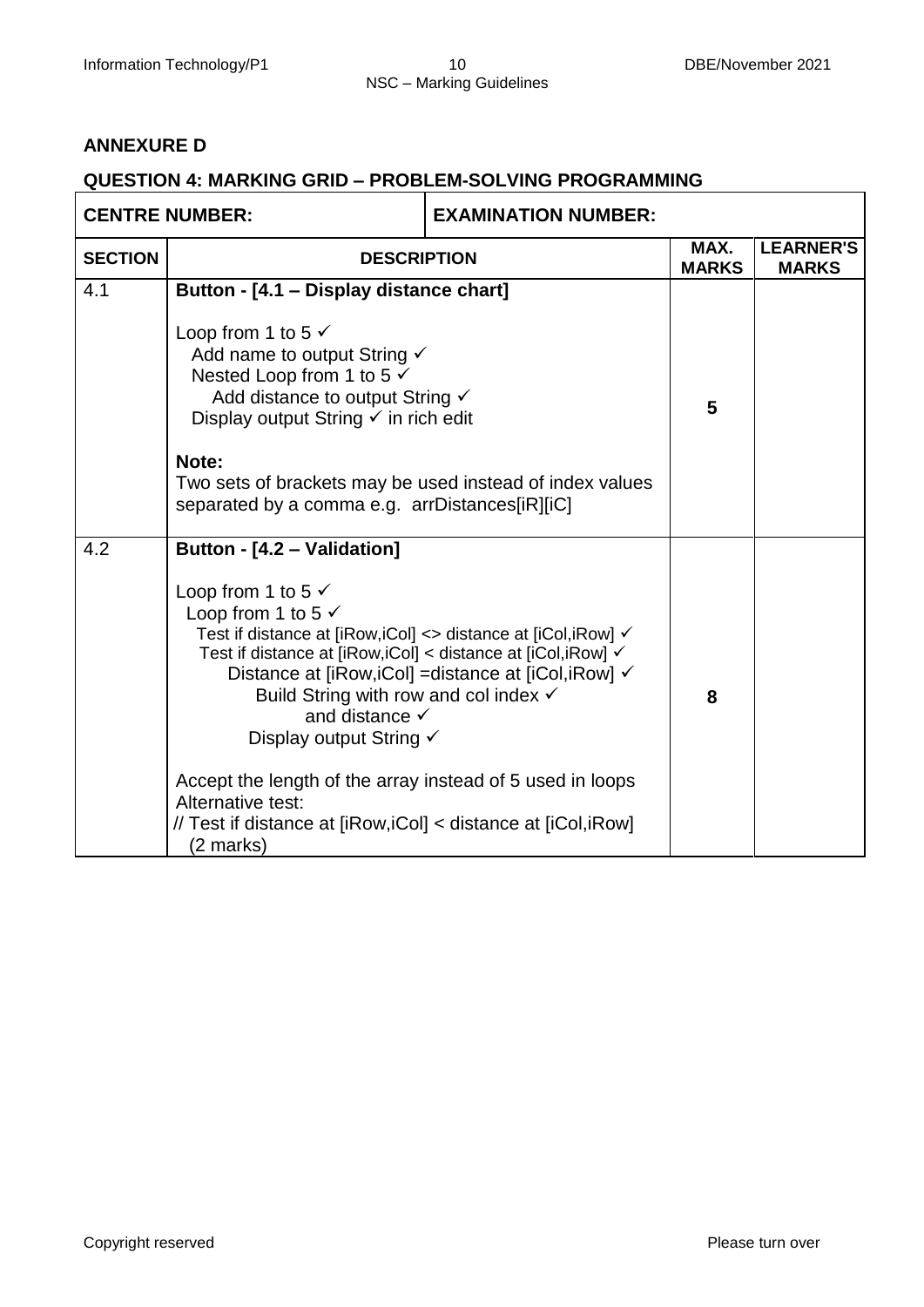## ANNEXURE D

### QUESTION 4: MARKING GRID – PROBLEM-SOLVING PROGRAMMING

| CENTRE NUMBER: | EXAMINATION NUMBER: | | |
|---|---|---|---|
| **SECTION** | **DESCRIPTION** | **MAX. MARKS** | **LEARNER'S MARKS** |
| 4.1 | **Button - [4.1 – Display distance chart]**<br><br>Loop from 1 to 5 ✓<br>Add name to output String ✓<br>Nested Loop from 1 to 5 ✓<br>Add distance to output String ✓<br>Display output String ✓ in rich edit<br><br>**Note:**<br>Two sets of brackets may be used instead of index values separated by a comma e.g. arrDistances[iR][iC] | **5** | |
| 4.2 | **Button - [4.2 – Validation]**<br><br>Loop from 1 to 5 ✓<br>Loop from 1 to 5 ✓<br>Test if distance at [iRow,iCol] <> distance at [iCol,iRow] ✓<br>Test if distance at [iRow,iCol] < distance at [iCol,iRow] ✓<br>Distance at [iRow,iCol] =distance at [iCol,iRow] ✓<br>Build String with row and col index ✓<br>and distance ✓<br>Display output String ✓<br><br>Accept the length of the array instead of 5 used in loops<br>Alternative test:<br>// Test if distance at [iRow,iCol] < distance at [iCol,iRow] (2 marks) | **8** | |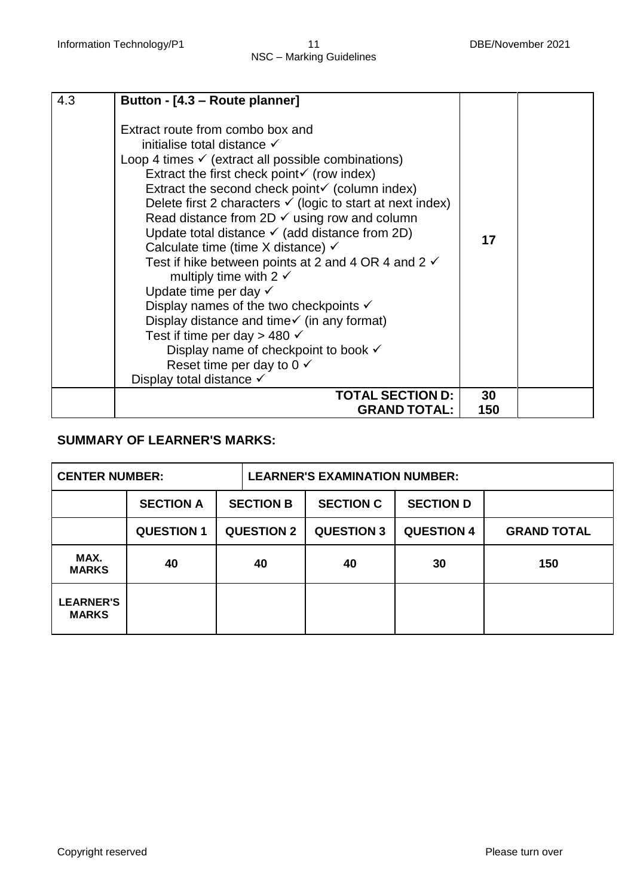| 4.3 | **Button - [4.3 – Route planner]**<br><br>Extract route from combo box and<br>&nbsp;&nbsp;&nbsp;&nbsp;initialise total distance ✓<br>Loop 4 times ✓ (extract all possible combinations)<br>&nbsp;&nbsp;&nbsp;&nbsp;Extract the first check point✓ (row index)<br>&nbsp;&nbsp;&nbsp;&nbsp;Extract the second check point✓ (column index)<br>&nbsp;&nbsp;&nbsp;&nbsp;Delete first 2 characters ✓ (logic to start at next index)<br>&nbsp;&nbsp;&nbsp;&nbsp;Read distance from 2D ✓ using row and column<br>&nbsp;&nbsp;&nbsp;&nbsp;Update total distance ✓ (add distance from 2D)<br>&nbsp;&nbsp;&nbsp;&nbsp;Calculate time (time X distance) ✓<br>&nbsp;&nbsp;&nbsp;&nbsp;Test if hike between points at 2 and 4 OR 4 and 2 ✓<br>&nbsp;&nbsp;&nbsp;&nbsp;&nbsp;&nbsp;&nbsp;&nbsp;multiply time with 2 ✓<br>&nbsp;&nbsp;&nbsp;&nbsp;Update time per day ✓<br>&nbsp;&nbsp;&nbsp;&nbsp;Display names of the two checkpoints ✓<br>&nbsp;&nbsp;&nbsp;&nbsp;Display distance and time✓ (in any format)<br>&nbsp;&nbsp;&nbsp;&nbsp;Test if time per day > 480 ✓<br>&nbsp;&nbsp;&nbsp;&nbsp;&nbsp;&nbsp;&nbsp;&nbsp;Display name of checkpoint to book ✓<br>&nbsp;&nbsp;&nbsp;&nbsp;&nbsp;&nbsp;&nbsp;&nbsp;Reset time per day to 0 ✓<br>Display total distance ✓ | 17 | |
|---|---|---|---|
| | **TOTAL SECTION D:**<br>**GRAND TOTAL:** | **30**<br>**150** | |

## SUMMARY OF LEARNER'S MARKS:

| **CENTER NUMBER:** | | **LEARNER'S EXAMINATION NUMBER:** | | | |
|---|---|---|---|---|---|
| | **SECTION A** | **SECTION B** | **SECTION C** | **SECTION D** | |
| | **QUESTION 1** | **QUESTION 2** | **QUESTION 3** | **QUESTION 4** | **GRAND TOTAL** |
| **MAX. MARKS** | 40 | 40 | 40 | 30 | 150 |
| **LEARNER'S MARKS** | | | | | |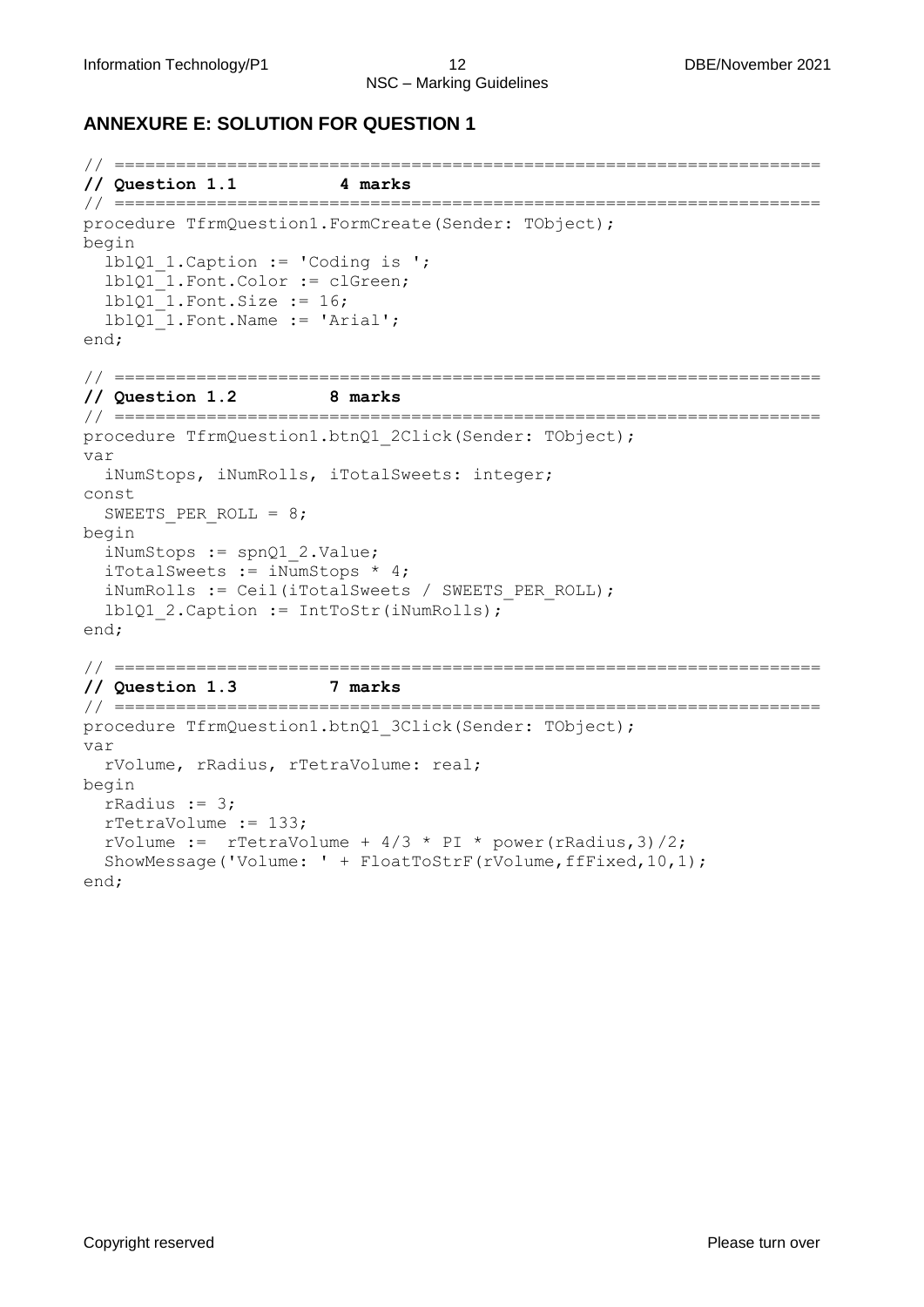## ANNEXURE E: SOLUTION FOR QUESTION 1

```
// =====================================================================
// Question 1.1          4 marks
// =====================================================================
procedure TfrmQuestion1.FormCreate(Sender: TObject);
begin
  lblQ1_1.Caption := 'Coding is ';
  lblQ1_1.Font.Color := clGreen;
  lblQ1_1.Font.Size := 16;
  lblQ1_1.Font.Name := 'Arial';
end;

// =====================================================================
// Question 1.2         8 marks
// =====================================================================
procedure TfrmQuestion1.btnQ1_2Click(Sender: TObject);
var
  iNumStops, iNumRolls, iTotalSweets: integer;
const
  SWEETS_PER_ROLL = 8;
begin
  iNumStops := spnQ1_2.Value;
  iTotalSweets := iNumStops * 4;
  iNumRolls := Ceil(iTotalSweets / SWEETS_PER_ROLL);
  lblQ1_2.Caption := IntToStr(iNumRolls);
end;

// =====================================================================
// Question 1.3         7 marks
// =====================================================================
procedure TfrmQuestion1.btnQ1_3Click(Sender: TObject);
var
  rVolume, rRadius, rTetraVolume: real;
begin
  rRadius := 3;
  rTetraVolume := 133;
  rVolume :=  rTetraVolume + 4/3 * PI * power(rRadius,3)/2;
  ShowMessage('Volume: ' + FloatToStrF(rVolume,ffFixed,10,1);
end;
```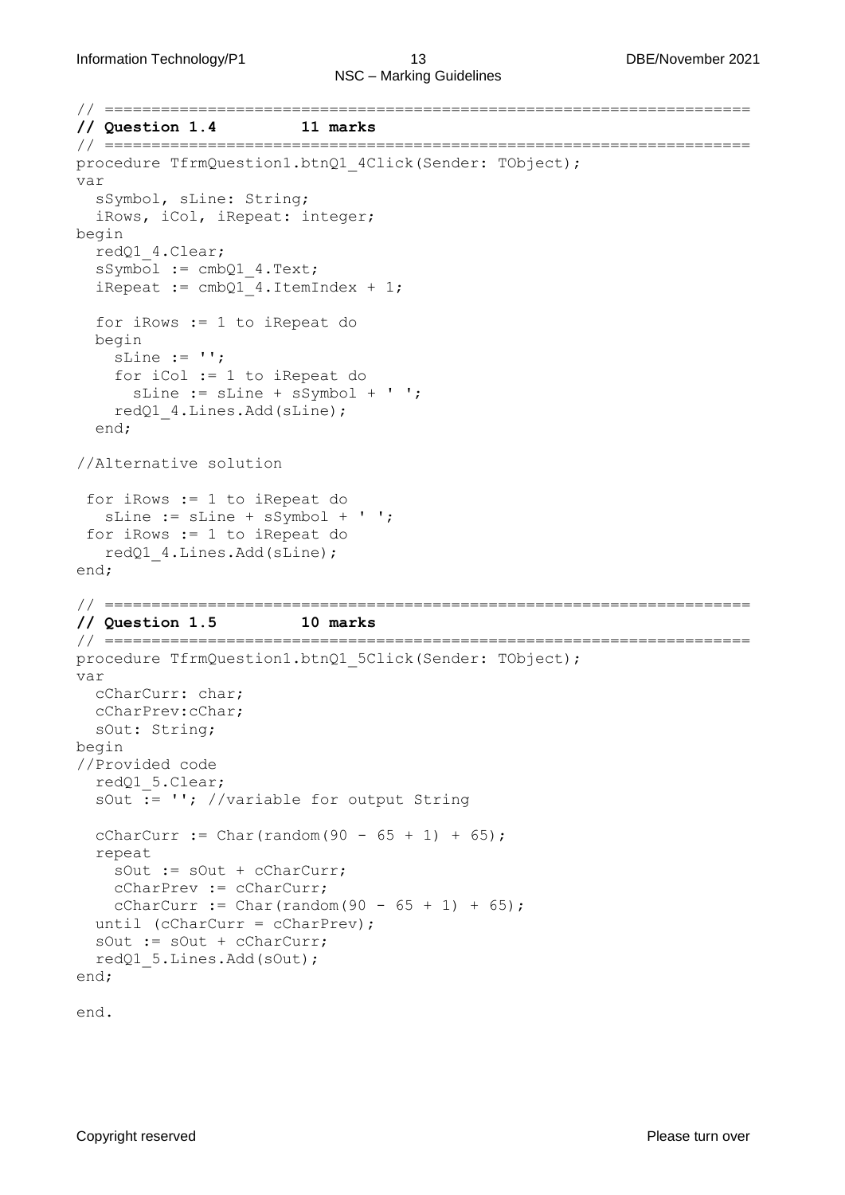```
// =====================================================================
// Question 1.4          11 marks
// =====================================================================
procedure TfrmQuestion1.btnQ1_4Click(Sender: TObject);
var
  sSymbol, sLine: String;
  iRows, iCol, iRepeat: integer;
begin
  redQ1_4.Clear;
  sSymbol := cmbQ1_4.Text;
  iRepeat := cmbQ1_4.ItemIndex + 1;

  for iRows := 1 to iRepeat do
  begin
    sLine := '';
    for iCol := 1 to iRepeat do
      sLine := sLine + sSymbol + ' ';
    redQ1_4.Lines.Add(sLine);
  end;

//Alternative solution

 for iRows := 1 to iRepeat do
   sLine := sLine + sSymbol + ' ';
 for iRows := 1 to iRepeat do
   redQ1_4.Lines.Add(sLine);
end;

// =====================================================================
// Question 1.5          10 marks
// =====================================================================
procedure TfrmQuestion1.btnQ1_5Click(Sender: TObject);
var
  cCharCurr: char;
  cCharPrev:cChar;
  sOut: String;
begin
//Provided code
  redQ1_5.Clear;
  sOut := ''; //variable for output String

  cCharCurr := Char(random(90 - 65 + 1) + 65);
  repeat
    sOut := sOut + cCharCurr;
    cCharPrev := cCharCurr;
    cCharCurr := Char(random(90 - 65 + 1) + 65);
  until (cCharCurr = cCharPrev);
  sOut := sOut + cCharCurr;
  redQ1_5.Lines.Add(sOut);
end;

end.
```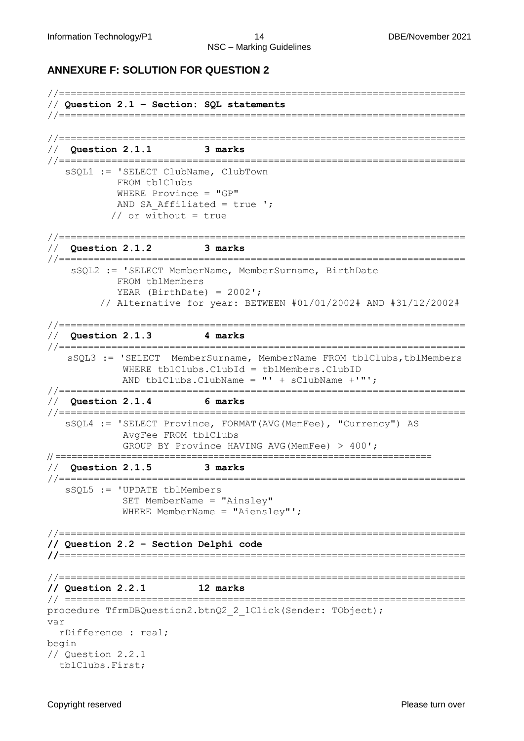## ANNEXURE F: SOLUTION FOR QUESTION 2

```
//======================================================================
// Question 2.1 – Section: SQL statements
//======================================================================

//======================================================================
//  Question 2.1.1          3 marks
//======================================================================
   sSQL1 := 'SELECT ClubName, ClubTown
            FROM tblClubs
            WHERE Province = "GP"
            AND SA_Affiliated = true ';
           // or without = true

//======================================================================
//  Question 2.1.2          3 marks
//======================================================================
    sSQL2 := 'SELECT MemberName, MemberSurname, BirthDate
            FROM tblMembers
            YEAR (BirthDate) = 2002';
        // Alternative for year: BETWEEN #01/01/2002# AND #31/12/2002#

//======================================================================
//  Question 2.1.3          4 marks
//======================================================================
    sSQL3 := 'SELECT  MemberSurname, MemberName FROM tblClubs,tblMembers
             WHERE tblClubs.ClubId = tblMembers.ClubID
             AND tblClubs.ClubName = "' + sClubName +'"';
//======================================================================
//  Question 2.1.4          6 marks
//======================================================================
   sSQL4 := 'SELECT Province, FORMAT(AVG(MemFee), "Currency") AS
             AvgFee FROM tblClubs
             GROUP BY Province HAVING AVG(MemFee) > 400';
//====================================================================
//  Question 2.1.5          3 marks
//======================================================================
   sSQL5 := 'UPDATE tblMembers
             SET MemberName = "Ainsley"
             WHERE MemberName = "Aiensley"';

//======================================================================
// Question 2.2 – Section Delphi code
//======================================================================

//======================================================================
// Question 2.2.1          12 marks
// =====================================================================
procedure TfrmDBQuestion2.btnQ2_2_1Click(Sender: TObject);
var
  rDifference : real;
begin
// Question 2.2.1
  tblClubs.First;
```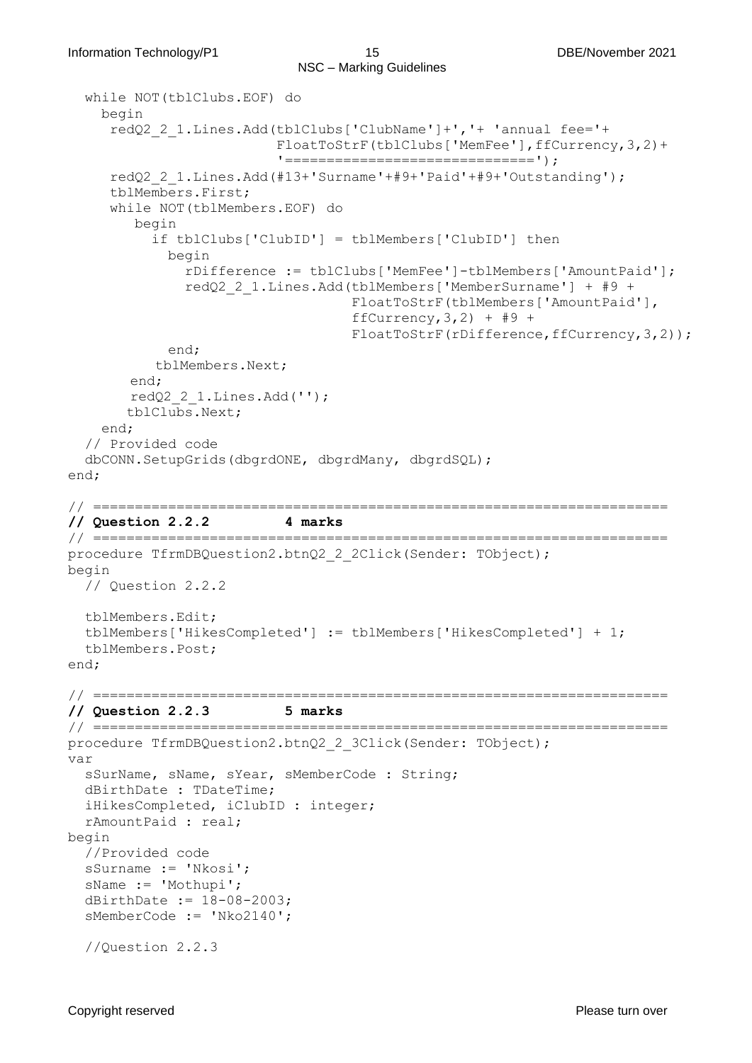```
  while NOT(tblClubs.EOF) do
    begin
     redQ2_2_1.Lines.Add(tblClubs['ClubName']+','+ 'annual fee='+
                         FloatToStrF(tblClubs['MemFee'],ffCurrency,3,2)+
                         '=============================');
     redQ2_2_1.Lines.Add(#13+'Surname'+#9+'Paid'+#9+'Outstanding');
     tblMembers.First;
     while NOT(tblMembers.EOF) do
        begin
          if tblClubs['ClubID'] = tblMembers['ClubID'] then
            begin
              rDifference := tblClubs['MemFee']-tblMembers['AmountPaid'];
              redQ2_2_1.Lines.Add(tblMembers['MemberSurname'] + #9 +
                                  FloatToStrF(tblMembers['AmountPaid'],
                                  ffCurrency,3,2) + #9 +
                                  FloatToStrF(rDifference,ffCurrency,3,2));
            end;
           tblMembers.Next;
        end;
        redQ2_2_1.Lines.Add('');
       tblClubs.Next;
    end;
  // Provided code
  dbCONN.SetupGrids(dbgrdONE, dbgrdMany, dbgrdSQL);
end;

// ====================================================================
// Question 2.2.2         4 marks
// ====================================================================
procedure TfrmDBQuestion2.btnQ2_2_2Click(Sender: TObject);
begin
  // Question 2.2.2

  tblMembers.Edit;
  tblMembers['HikesCompleted'] := tblMembers['HikesCompleted'] + 1;
  tblMembers.Post;
end;

// ====================================================================
// Question 2.2.3         5 marks
// ====================================================================
procedure TfrmDBQuestion2.btnQ2_2_3Click(Sender: TObject);
var
  sSurName, sName, sYear, sMemberCode : String;
  dBirthDate : TDateTime;
  iHikesCompleted, iClubID : integer;
  rAmountPaid : real;
begin
  //Provided code
  sSurname := 'Nkosi';
  sName := 'Mothupi';
  dBirthDate := 18-08-2003;
  sMemberCode := 'Nko2140';

  //Question 2.2.3
```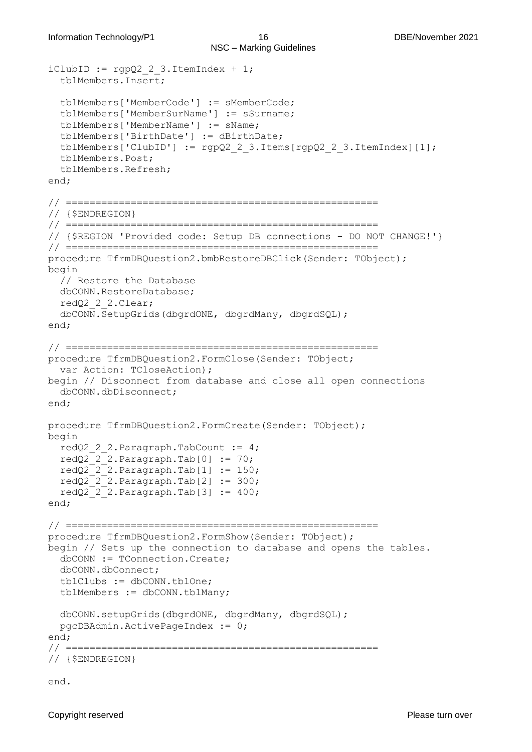```
iClubID := rgpQ2_2_3.ItemIndex + 1;
  tblMembers.Insert;

  tblMembers['MemberCode'] := sMemberCode;
  tblMembers['MemberSurName'] := sSurname;
  tblMembers['MemberName'] := sName;
  tblMembers['BirthDate'] := dBirthDate;
  tblMembers['ClubID'] := rgpQ2_2_3.Items[rgpQ2_2_3.ItemIndex][1];
  tblMembers.Post;
  tblMembers.Refresh;
end;

// =====================================================
// {$ENDREGION}
// =====================================================
// {$REGION 'Provided code: Setup DB connections - DO NOT CHANGE!'}
// =====================================================
procedure TfrmDBQuestion2.bmbRestoreDBClick(Sender: TObject);
begin
  // Restore the Database
  dbCONN.RestoreDatabase;
  redQ2_2_2.Clear;
  dbCONN.SetupGrids(dbgrdONE, dbgrdMany, dbgrdSQL);
end;

// =====================================================
procedure TfrmDBQuestion2.FormClose(Sender: TObject;
  var Action: TCloseAction);
begin // Disconnect from database and close all open connections
  dbCONN.dbDisconnect;
end;

procedure TfrmDBQuestion2.FormCreate(Sender: TObject);
begin
  redQ2_2_2.Paragraph.TabCount := 4;
  redQ2_2_2.Paragraph.Tab[0] := 70;
  redQ2_2_2.Paragraph.Tab[1] := 150;
  redQ2_2_2.Paragraph.Tab[2] := 300;
  redQ2_2_2.Paragraph.Tab[3] := 400;
end;

// =====================================================
procedure TfrmDBQuestion2.FormShow(Sender: TObject);
begin // Sets up the connection to database and opens the tables.
  dbCONN := TConnection.Create;
  dbCONN.dbConnect;
  tblClubs := dbCONN.tblOne;
  tblMembers := dbCONN.tblMany;

  dbCONN.setupGrids(dbgrdONE, dbgrdMany, dbgrdSQL);
  pgcDBAdmin.ActivePageIndex := 0;
end;
// =====================================================
// {$ENDREGION}

end.
```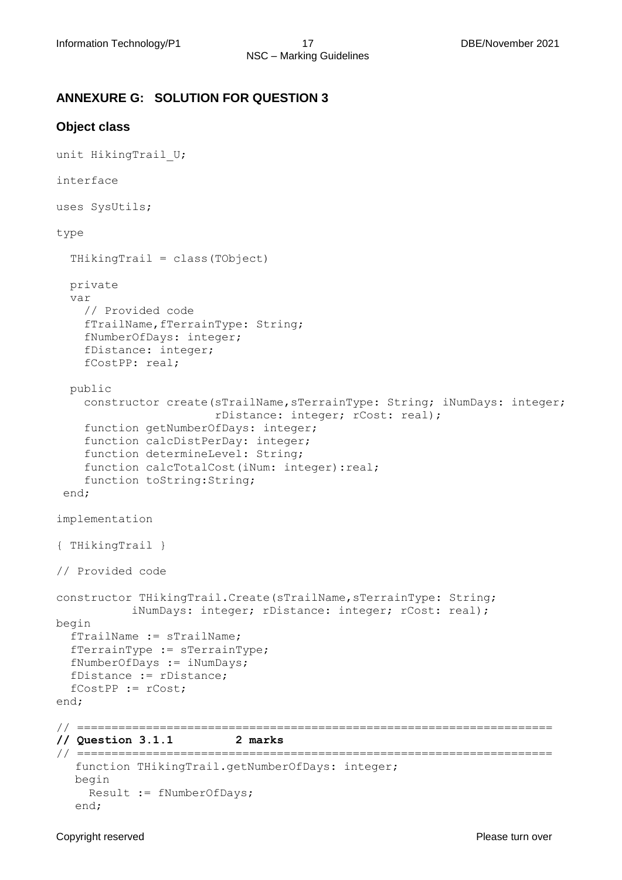## ANNEXURE G: SOLUTION FOR QUESTION 3

### Object class

```
unit HikingTrail_U;

interface

uses SysUtils;

type

  THikingTrail = class(TObject)

  private
  var
    // Provided code
    fTrailName,fTerrainType: String;
    fNumberOfDays: integer;
    fDistance: integer;
    fCostPP: real;

  public
    constructor create(sTrailName,sTerrainType: String; iNumDays: integer;
                       rDistance: integer; rCost: real);
    function getNumberOfDays: integer;
    function calcDistPerDay: integer;
    function determineLevel: String;
    function calcTotalCost(iNum: integer):real;
    function toString:String;
 end;

implementation

{ THikingTrail }

// Provided code

constructor THikingTrail.Create(sTrailName,sTerrainType: String;
          iNumDays: integer; rDistance: integer; rCost: real);
begin
  fTrailName := sTrailName;
  fTerrainType := sTerrainType;
  fNumberOfDays := iNumDays;
  fDistance := rDistance;
  fCostPP := rCost;
end;

// ====================================================================
// Question 3.1.1          2 marks
// ====================================================================
   function THikingTrail.getNumberOfDays: integer;
   begin
     Result := fNumberOfDays;
   end;
```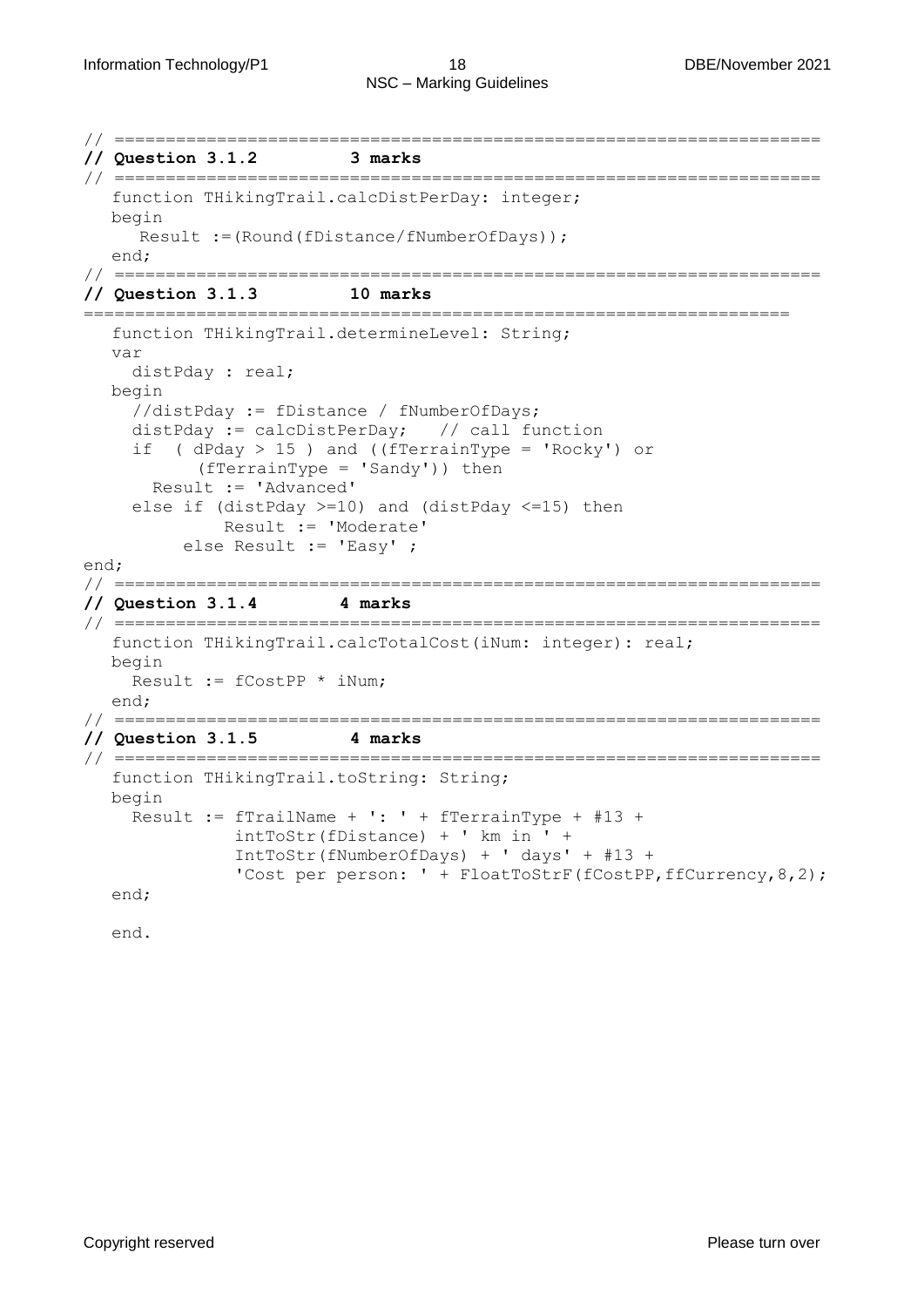```
// ====================================================================
// Question 3.1.2         3 marks
// ====================================================================
   function THikingTrail.calcDistPerDay: integer;
   begin
     Result :=(Round(fDistance/fNumberOfDays));
   end;
// ====================================================================
// Question 3.1.3         10 marks
===================================================================
   function THikingTrail.determineLevel: String;
   var
     distPday : real;
   begin
     //distPday := fDistance / fNumberOfDays;
     distPday := calcDistPerDay;   // call function
     if  ( dPday > 15 ) and ((fTerrainType = 'Rocky') or
          (fTerrainType = 'Sandy')) then
       Result := 'Advanced'
     else if (distPday >=10) and (distPday <=15) then
            Result := 'Moderate'
         else Result := 'Easy' ;
end;
// ====================================================================
// Question 3.1.4        4 marks
// ====================================================================
   function THikingTrail.calcTotalCost(iNum: integer): real;
   begin
     Result := fCostPP * iNum;
   end;
// ====================================================================
// Question 3.1.5         4 marks
// ====================================================================
   function THikingTrail.toString: String;
   begin
     Result := fTrailName + ': ' + fTerrainType + #13 +
              intToStr(fDistance) + ' km in ' +
              IntToStr(fNumberOfDays) + ' days' + #13 +
              'Cost per person: ' + FloatToStrF(fCostPP,ffCurrency,8,2);
   end;

   end.
```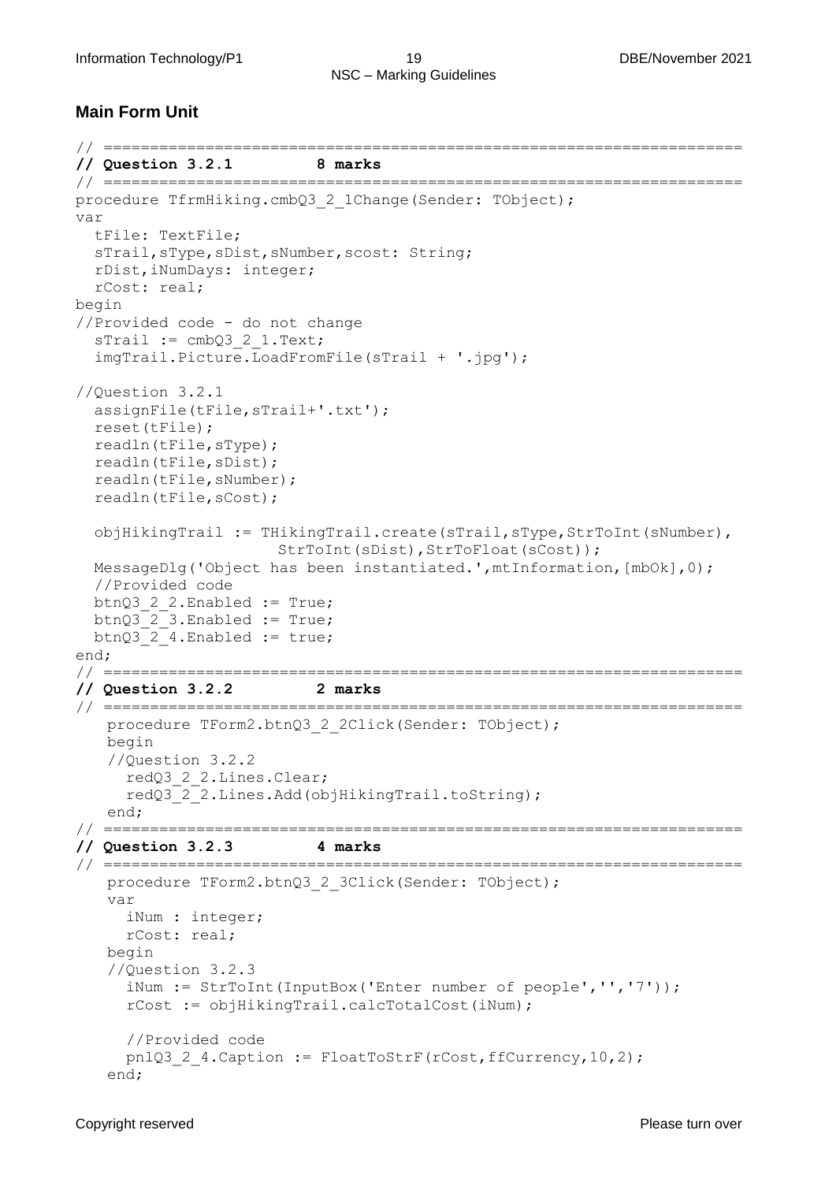## Main Form Unit

```
// =====================================================================
// Question 3.2.1          8 marks
// =====================================================================
procedure TfrmHiking.cmbQ3_2_1Change(Sender: TObject);
var
  tFile: TextFile;
  sTrail,sType,sDist,sNumber,scost: String;
  rDist,iNumDays: integer;
  rCost: real;
begin
//Provided code - do not change
  sTrail := cmbQ3_2_1.Text;
  imgTrail.Picture.LoadFromFile(sTrail + '.jpg');

//Question 3.2.1
  assignFile(tFile,sTrail+'.txt');
  reset(tFile);
  readln(tFile,sType);
  readln(tFile,sDist);
  readln(tFile,sNumber);
  readln(tFile,sCost);

  objHikingTrail := THikingTrail.create(sTrail,sType,StrToInt(sNumber),
                     StrToInt(sDist),StrToFloat(sCost));
  MessageDlg('Object has been instantiated.',mtInformation,[mbOk],0);
  //Provided code
  btnQ3_2_2.Enabled := True;
  btnQ3_2_3.Enabled := True;
  btnQ3_2_4.Enabled := true;
end;
// =====================================================================
// Question 3.2.2          2 marks
// =====================================================================
   procedure TForm2.btnQ3_2_2Click(Sender: TObject);
   begin
   //Question 3.2.2
     redQ3_2_2.Lines.Clear;
     redQ3_2_2.Lines.Add(objHikingTrail.toString);
   end;
// =====================================================================
// Question 3.2.3          4 marks
// =====================================================================
   procedure TForm2.btnQ3_2_3Click(Sender: TObject);
   var
     iNum : integer;
     rCost: real;
   begin
   //Question 3.2.3
     iNum := StrToInt(InputBox('Enter number of people','','7'));
     rCost := objHikingTrail.calcTotalCost(iNum);

     //Provided code
     pnlQ3_2_4.Caption := FloatToStrF(rCost,ffCurrency,10,2);
   end;
```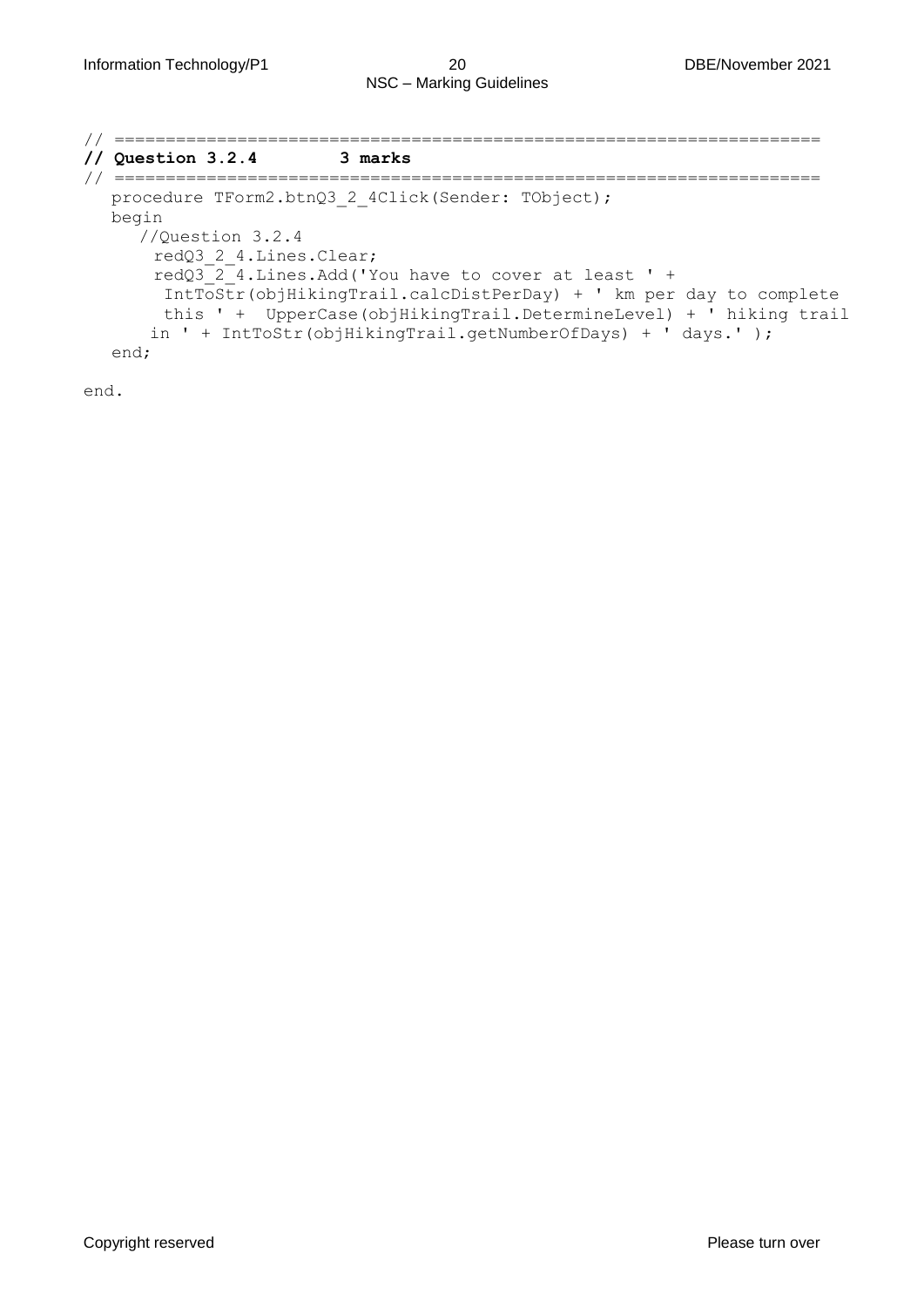```
// =====================================================================
// Question 3.2.4          3 marks
// =====================================================================
   procedure TForm2.btnQ3_2_4Click(Sender: TObject);
   begin
      //Question 3.2.4
       redQ3_2_4.Lines.Clear;
       redQ3_2_4.Lines.Add('You have to cover at least ' +
        IntToStr(objHikingTrail.calcDistPerDay) + ' km per day to complete
        this ' +  UpperCase(objHikingTrail.DetermineLevel) + ' hiking trail
       in ' + IntToStr(objHikingTrail.getNumberOfDays) + ' days.' );
   end;

end.
```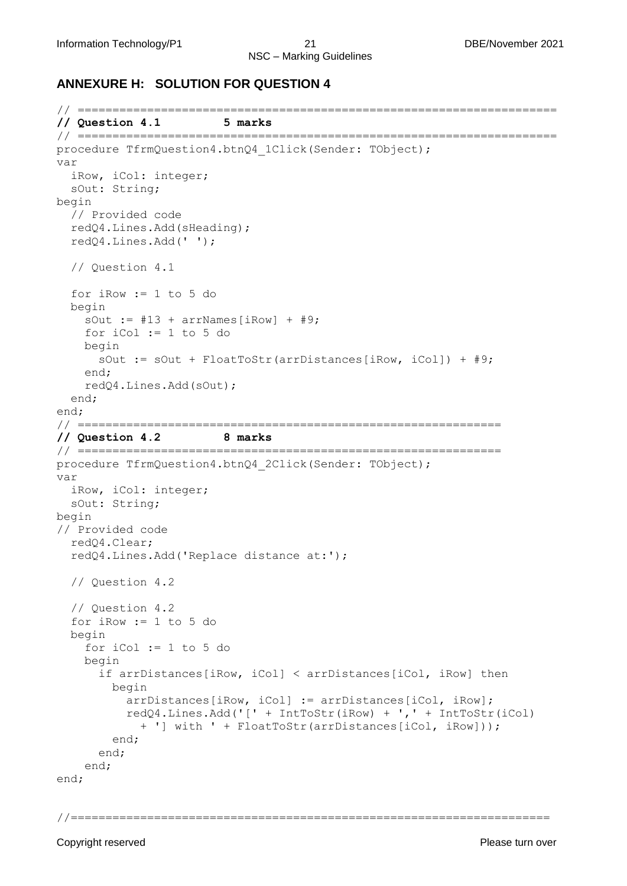## ANNEXURE H: SOLUTION FOR QUESTION 4

```
// ====================================================================
// Question 4.1          5 marks
// ====================================================================
procedure TfrmQuestion4.btnQ4_1Click(Sender: TObject);
var
  iRow, iCol: integer;
  sOut: String;
begin
  // Provided code
  redQ4.Lines.Add(sHeading);
  redQ4.Lines.Add(' ');

  // Question 4.1

  for iRow := 1 to 5 do
  begin
    sOut := #13 + arrNames[iRow] + #9;
    for iCol := 1 to 5 do
    begin
      sOut := sOut + FloatToStr(arrDistances[iRow, iCol]) + #9;
    end;
    redQ4.Lines.Add(sOut);
  end;
end;
// ============================================================
// Question 4.2          8 marks
// ============================================================
procedure TfrmQuestion4.btnQ4_2Click(Sender: TObject);
var
  iRow, iCol: integer;
  sOut: String;
begin
// Provided code
  redQ4.Clear;
  redQ4.Lines.Add('Replace distance at:');

  // Question 4.2

  // Question 4.2
  for iRow := 1 to 5 do
  begin
    for iCol := 1 to 5 do
    begin
      if arrDistances[iRow, iCol] < arrDistances[iCol, iRow] then
        begin
          arrDistances[iRow, iCol] := arrDistances[iCol, iRow];
          redQ4.Lines.Add('[' + IntToStr(iRow) + ',' + IntToStr(iCol)
            + '] with ' + FloatToStr(arrDistances[iCol, iRow]));
        end;
      end;
    end;
end;


//===================================================================
```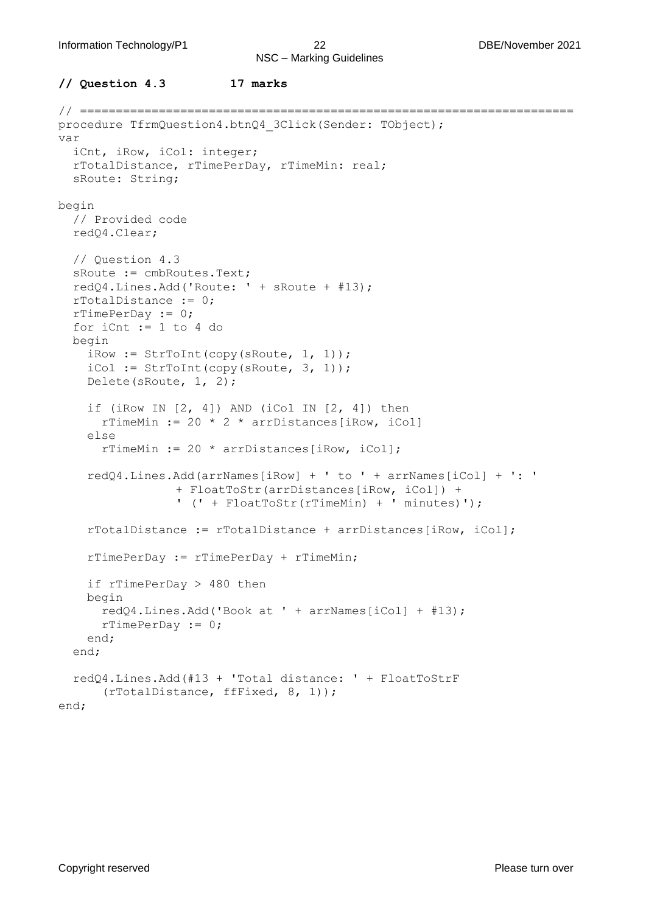**// Question 4.3 17 marks**

```
// ======================================================================
procedure TfrmQuestion4.btnQ4_3Click(Sender: TObject);
var
  iCnt, iRow, iCol: integer;
  rTotalDistance, rTimePerDay, rTimeMin: real;
  sRoute: String;

begin
  // Provided code
  redQ4.Clear;

  // Question 4.3
  sRoute := cmbRoutes.Text;
  redQ4.Lines.Add('Route: ' + sRoute + #13);
  rTotalDistance := 0;
  rTimePerDay := 0;
  for iCnt := 1 to 4 do
  begin
    iRow := StrToInt(copy(sRoute, 1, 1));
    iCol := StrToInt(copy(sRoute, 3, 1));
    Delete(sRoute, 1, 2);

    if (iRow IN [2, 4]) AND (iCol IN [2, 4]) then
      rTimeMin := 20 * 2 * arrDistances[iRow, iCol]
    else
      rTimeMin := 20 * arrDistances[iRow, iCol];

    redQ4.Lines.Add(arrNames[iRow] + ' to ' + arrNames[iCol] + ': '
                + FloatToStr(arrDistances[iRow, iCol]) +
                ' (' + FloatToStr(rTimeMin) + ' minutes)');

    rTotalDistance := rTotalDistance + arrDistances[iRow, iCol];

    rTimePerDay := rTimePerDay + rTimeMin;

    if rTimePerDay > 480 then
    begin
      redQ4.Lines.Add('Book at ' + arrNames[iCol] + #13);
      rTimePerDay := 0;
    end;
  end;

  redQ4.Lines.Add(#13 + 'Total distance: ' + FloatToStrF
      (rTotalDistance, ffFixed, 8, 1));
end;
```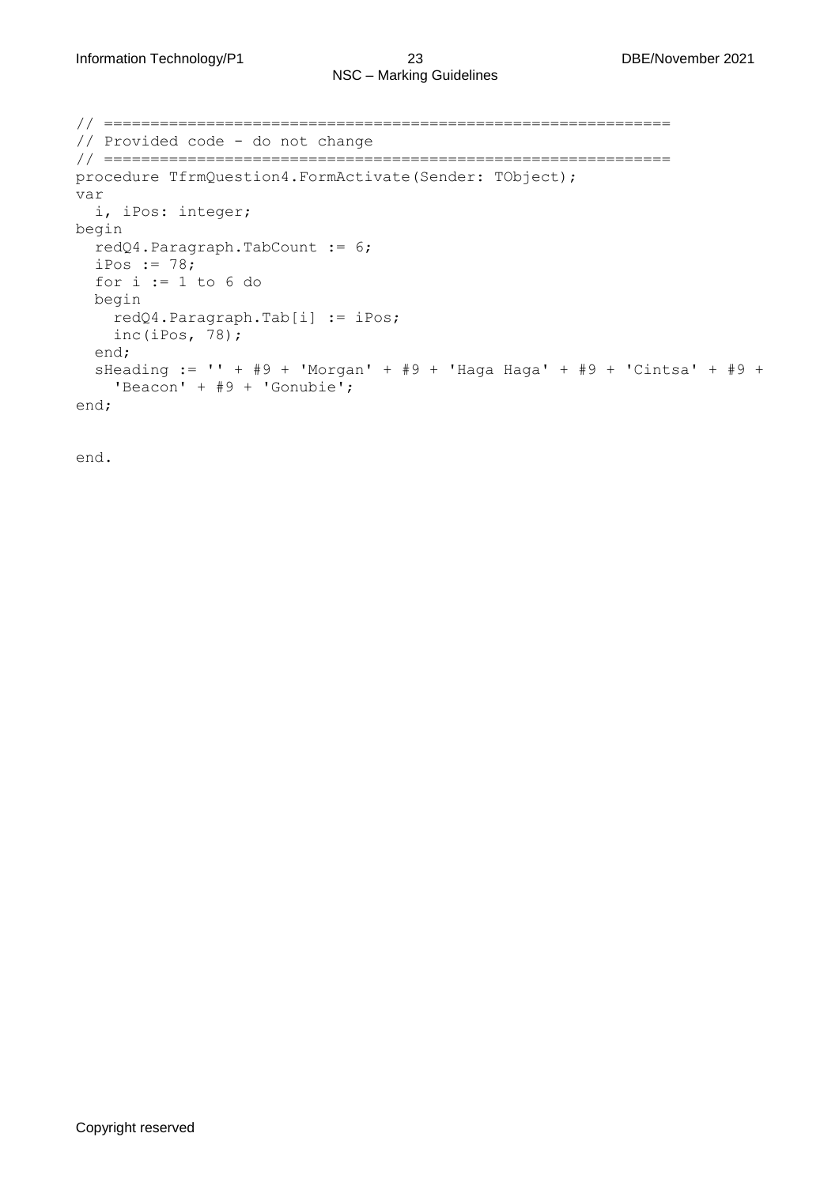```
// ============================================================
// Provided code - do not change
// ============================================================
procedure TfrmQuestion4.FormActivate(Sender: TObject);
var
  i, iPos: integer;
begin
  redQ4.Paragraph.TabCount := 6;
  iPos := 78;
  for i := 1 to 6 do
  begin
    redQ4.Paragraph.Tab[i] := iPos;
    inc(iPos, 78);
  end;
  sHeading := '' + #9 + 'Morgan' + #9 + 'Haga Haga' + #9 + 'Cintsa' + #9 +
    'Beacon' + #9 + 'Gonubie';
end;

end.
```

Copyright reserved